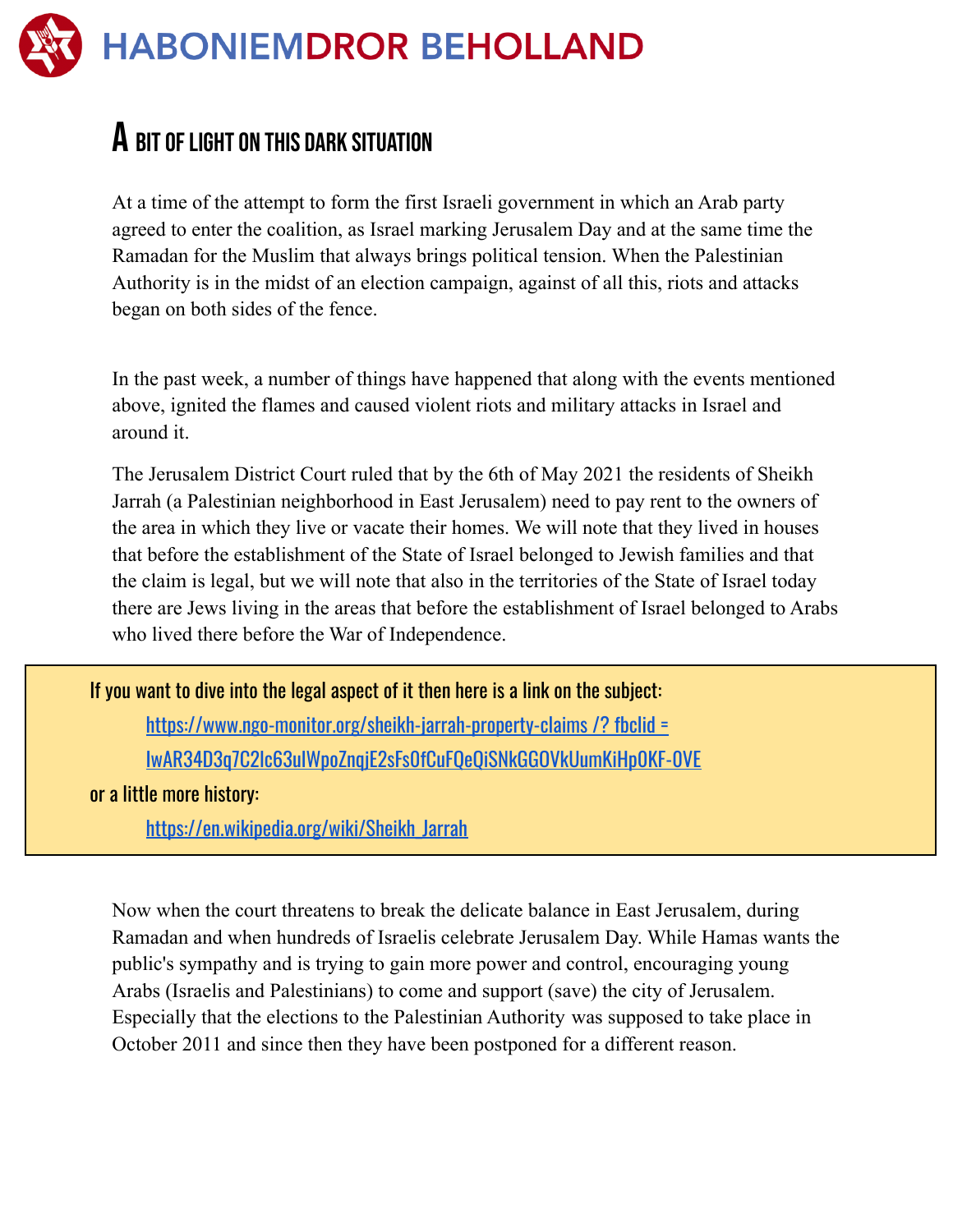# HABONIEMDROR BEHOLLAND

## A bit of light on this dark situation

At a time of the attempt to form the first Israeli government in which an Arab party agreed to enter the coalition, as Israel marking Jerusalem Day and at the same time the Ramadan for the Muslim that always brings political tension. When the Palestinian Authority is in the midst of an election campaign, against of all this, riots and attacks began on both sides of the fence.

In the past week, a number of things have happened that along with the events mentioned above, ignited the flames and caused violent riots and military attacks in Israel and around it.

The Jerusalem District Court ruled that by the 6th of May 2021 the residents of Sheikh Jarrah (a Palestinian neighborhood in East Jerusalem) need to pay rent to the owners of the area in which they live or vacate their homes. We will note that they lived in houses that before the establishment of the State of Israel belonged to Jewish families and that the claim is legal, but we will note that also in the territories of the State of Israel today there are Jews living in the areas that before the establishment of Israel belonged to Arabs who lived there before the War of Independence.

> If you want to dive into the legal aspect of it then here is a link on the subject:
>
> [https://www.ngo-monitor.org/sheikh-jarrah-property-claims /? fbclid = IwAR34D3q7C2lc63uIWpoZnqjE2sFsOfCuFQeQiSNkGGOVkUumKiHpOKF-OVE](https://www.ngo-monitor.org/sheikh-jarrah-property-claims/?fbclid=IwAR34D3q7C2lc63uIWpoZnqjE2sFsOfCuFQeQiSNkGGOVkUumKiHpOKF-OVE)
>
> or a little more history:
>
> [https://en.wikipedia.org/wiki/Sheikh_Jarrah](https://en.wikipedia.org/wiki/Sheikh_Jarrah)

Now when the court threatens to break the delicate balance in East Jerusalem, during Ramadan and when hundreds of Israelis celebrate Jerusalem Day. While Hamas wants the public's sympathy and is trying to gain more power and control, encouraging young Arabs (Israelis and Palestinians) to come and support (save) the city of Jerusalem. Especially that the elections to the Palestinian Authority was supposed to take place in October 2011 and since then they have been postponed for a different reason.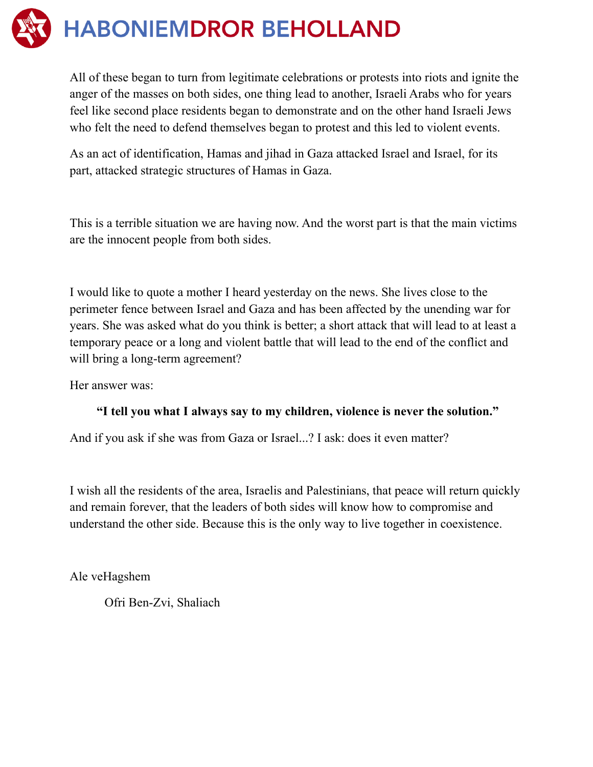All of these began to turn from legitimate celebrations or protests into riots and ignite the anger of the masses on both sides, one thing lead to another, Israeli Arabs who for years feel like second place residents began to demonstrate and on the other hand Israeli Jews who felt the need to defend themselves began to protest and this led to violent events.

As an act of identification, Hamas and jihad in Gaza attacked Israel and Israel, for its part, attacked strategic structures of Hamas in Gaza.

This is a terrible situation we are having now. And the worst part is that the main victims are the innocent people from both sides.

I would like to quote a mother I heard yesterday on the news. She lives close to the perimeter fence between Israel and Gaza and has been affected by the unending war for years. She was asked what do you think is better; a short attack that will lead to at least a temporary peace or a long and violent battle that will lead to the end of the conflict and will bring a long-term agreement?

Her answer was:

> **"I tell you what I always say to my children, violence is never the solution."**

And if you ask if she was from Gaza or Israel...? I ask: does it even matter?

I wish all the residents of the area, Israelis and Palestinians, that peace will return quickly and remain forever, that the leaders of both sides will know how to compromise and understand the other side. Because this is the only way to live together in coexistence.

Ale veHagshem

Ofri Ben-Zvi, Shaliach